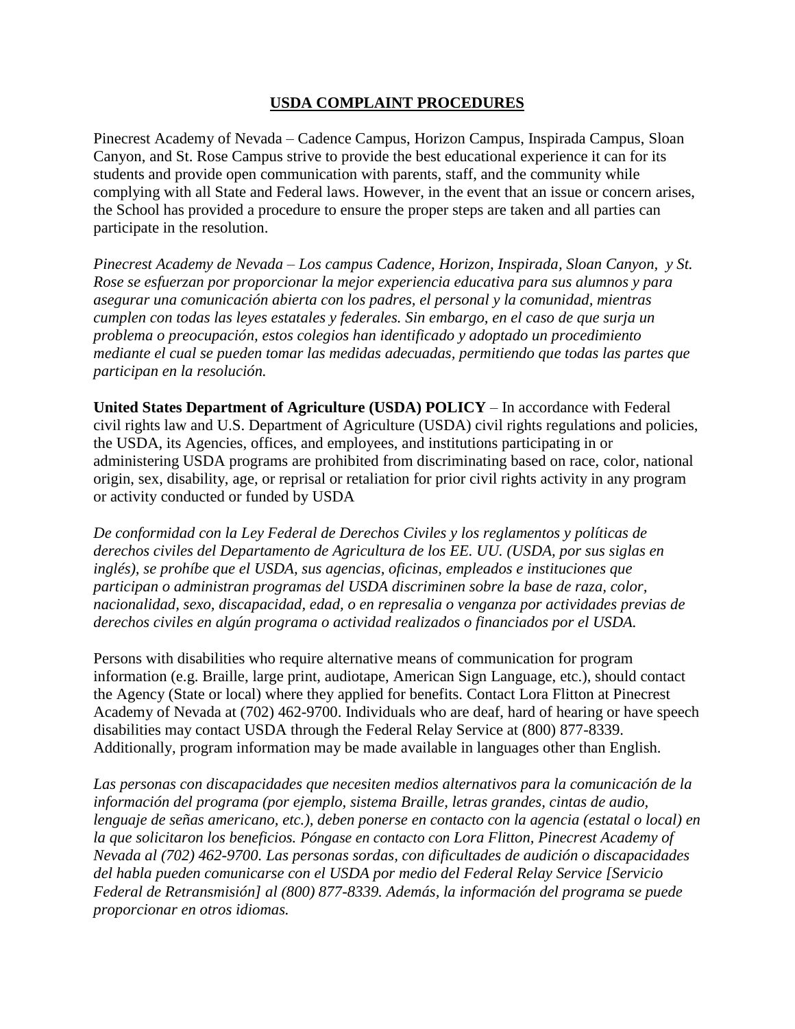## <u>USDA COMPLAINT PROCEDURES</u>

Pinecrest Academy of Nevada – Cadence Campus, Horizon Campus, Inspirada Campus, Sloan Canyon, and St. Rose Campus strive to provide the best educational experience it can for its students and provide open communication with parents, staff, and the community while complying with all State and Federal laws. However, in the event that an issue or concern arises, the School has provided a procedure to ensure the proper steps are taken and all parties can participate in the resolution.

*Pinecrest Academy de Nevada – Los campus Cadence, Horizon, Inspirada, Sloan Canyon, y St. Rose se esfuerzan por proporcionar la mejor experiencia educativa para sus alumnos y para asegurar una comunicación abierta con los padres, el personal y la comunidad, mientras cumplen con todas las leyes estatales y federales. Sin embargo, en el caso de que surja un problema o preocupación, estos colegios han identificado y adoptado un procedimiento mediante el cual se pueden tomar las medidas adecuadas, permitiendo que todas las partes que participan en la resolución.*

**United States Department of Agriculture (USDA) POLICY** – In accordance with Federal civil rights law and U.S. Department of Agriculture (USDA) civil rights regulations and policies, the USDA, its Agencies, offices, and employees, and institutions participating in or administering USDA programs are prohibited from discriminating based on race, color, national origin, sex, disability, age, or reprisal or retaliation for prior civil rights activity in any program or activity conducted or funded by USDA

*De conformidad con la Ley Federal de Derechos Civiles y los reglamentos y políticas de derechos civiles del Departamento de Agricultura de los EE. UU. (USDA, por sus siglas en inglés), se prohíbe que el USDA, sus agencias, oficinas, empleados e instituciones que participan o administran programas del USDA discriminen sobre la base de raza, color, nacionalidad, sexo, discapacidad, edad, o en represalia o venganza por actividades previas de derechos civiles en algún programa o actividad realizados o financiados por el USDA.*

Persons with disabilities who require alternative means of communication for program information (e.g. Braille, large print, audiotape, American Sign Language, etc.), should contact the Agency (State or local) where they applied for benefits. Contact Lora Flitton at Pinecrest Academy of Nevada at (702) 462-9700. Individuals who are deaf, hard of hearing or have speech disabilities may contact USDA through the Federal Relay Service at (800) 877-8339. Additionally, program information may be made available in languages other than English.

*Las personas con discapacidades que necesiten medios alternativos para la comunicación de la información del programa (por ejemplo, sistema Braille, letras grandes, cintas de audio, lenguaje de señas americano, etc.), deben ponerse en contacto con la agencia (estatal o local) en la que solicitaron los beneficios. Póngase en contacto con Lora Flitton, Pinecrest Academy of Nevada al (702) 462-9700. Las personas sordas, con dificultades de audición o discapacidades del habla pueden comunicarse con el USDA por medio del Federal Relay Service [Servicio Federal de Retransmisión] al (800) 877-8339. Además, la información del programa se puede proporcionar en otros idiomas.*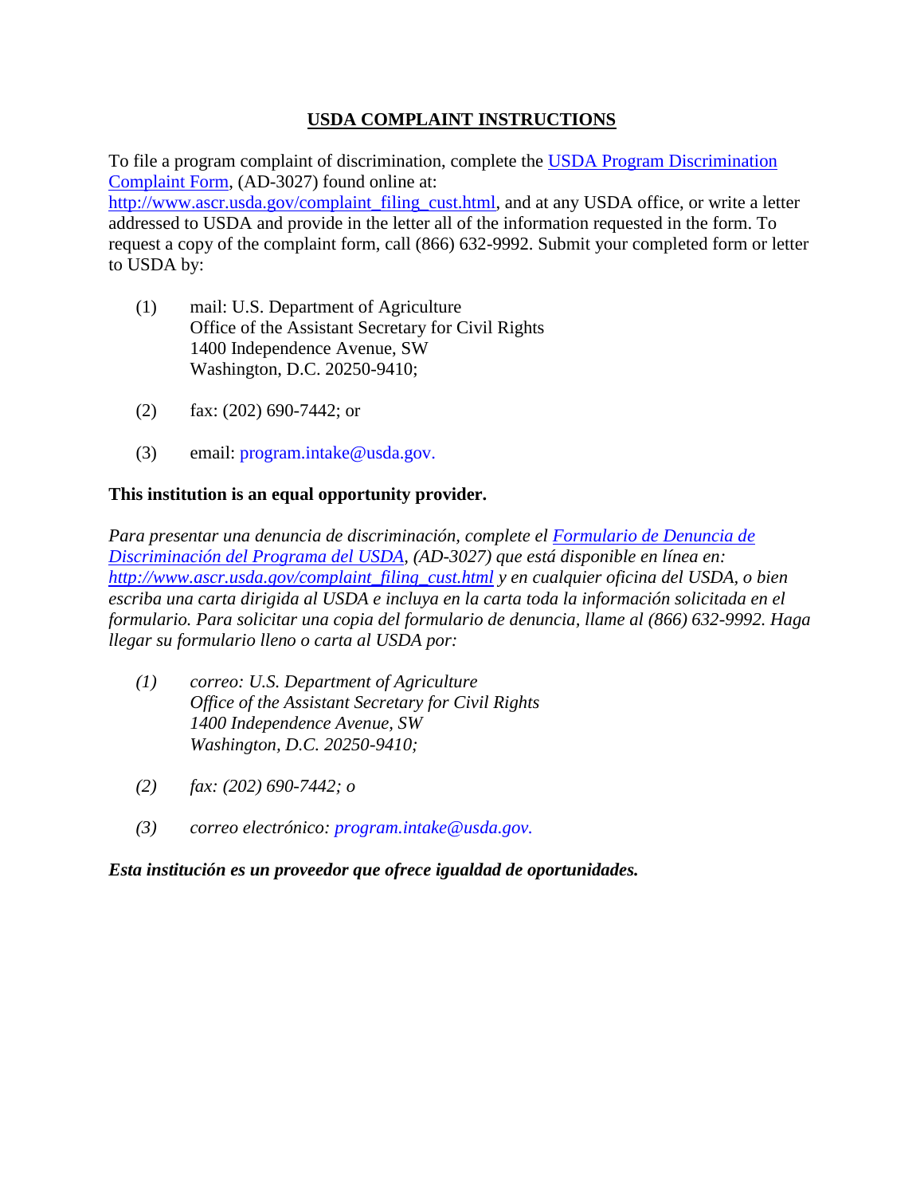## USDA COMPLAINT INSTRUCTIONS

To file a program complaint of discrimination, complete the [USDA Program Discrimination Complaint Form](http://www.ascr.usda.gov/complaint_filing_cust.html), (AD-3027) found online at: http://www.ascr.usda.gov/complaint_filing_cust.html, and at any USDA office, or write a letter addressed to USDA and provide in the letter all of the information requested in the form. To request a copy of the complaint form, call (866) 632-9992. Submit your completed form or letter to USDA by:

(1) mail: U.S. Department of Agriculture
Office of the Assistant Secretary for Civil Rights
1400 Independence Avenue, SW
Washington, D.C. 20250-9410;

(2) fax: (202) 690-7442; or

(3) email: program.intake@usda.gov.

**This institution is an equal opportunity provider.**

*Para presentar una denuncia de discriminación, complete el [Formulario de Denuncia de Discriminación del Programa del USDA](http://www.ascr.usda.gov/complaint_filing_cust.html), (AD-3027) que está disponible en línea en: http://www.ascr.usda.gov/complaint_filing_cust.html y en cualquier oficina del USDA, o bien escriba una carta dirigida al USDA e incluya en la carta toda la información solicitada en el formulario. Para solicitar una copia del formulario de denuncia, llame al (866) 632-9992. Haga llegar su formulario lleno o carta al USDA por:*

*(1) correo: U.S. Department of Agriculture*
*Office of the Assistant Secretary for Civil Rights*
*1400 Independence Avenue, SW*
*Washington, D.C. 20250-9410;*

*(2) fax: (202) 690-7442; o*

*(3) correo electrónico: program.intake@usda.gov.*

***Esta institución es un proveedor que ofrece igualdad de oportunidades.***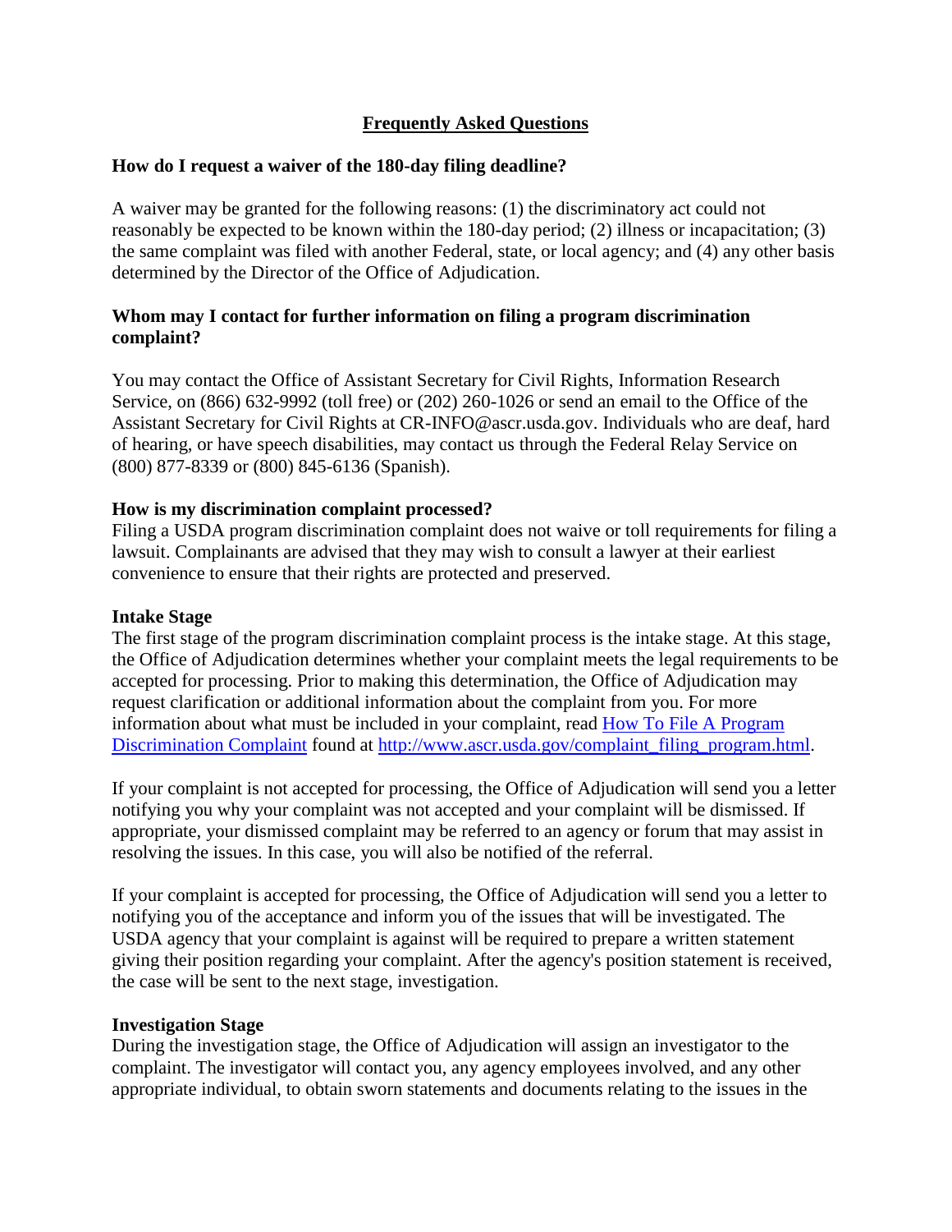## Frequently Asked Questions

### How do I request a waiver of the 180-day filing deadline?

A waiver may be granted for the following reasons: (1) the discriminatory act could not reasonably be expected to be known within the 180-day period; (2) illness or incapacitation; (3) the same complaint was filed with another Federal, state, or local agency; and (4) any other basis determined by the Director of the Office of Adjudication.

### Whom may I contact for further information on filing a program discrimination complaint?

You may contact the Office of Assistant Secretary for Civil Rights, Information Research Service, on (866) 632-9992 (toll free) or (202) 260-1026 or send an email to the Office of the Assistant Secretary for Civil Rights at CR-INFO@ascr.usda.gov. Individuals who are deaf, hard of hearing, or have speech disabilities, may contact us through the Federal Relay Service on (800) 877-8339 or (800) 845-6136 (Spanish).

### How is my discrimination complaint processed?

Filing a USDA program discrimination complaint does not waive or toll requirements for filing a lawsuit. Complainants are advised that they may wish to consult a lawyer at their earliest convenience to ensure that their rights are protected and preserved.

### Intake Stage

The first stage of the program discrimination complaint process is the intake stage. At this stage, the Office of Adjudication determines whether your complaint meets the legal requirements to be accepted for processing. Prior to making this determination, the Office of Adjudication may request clarification or additional information about the complaint from you. For more information about what must be included in your complaint, read [How To File A Program Discrimination Complaint](http://www.ascr.usda.gov/complaint_filing_program.html) found at [http://www.ascr.usda.gov/complaint_filing_program.html](http://www.ascr.usda.gov/complaint_filing_program.html).

If your complaint is not accepted for processing, the Office of Adjudication will send you a letter notifying you why your complaint was not accepted and your complaint will be dismissed. If appropriate, your dismissed complaint may be referred to an agency or forum that may assist in resolving the issues. In this case, you will also be notified of the referral.

If your complaint is accepted for processing, the Office of Adjudication will send you a letter to notifying you of the acceptance and inform you of the issues that will be investigated. The USDA agency that your complaint is against will be required to prepare a written statement giving their position regarding your complaint. After the agency's position statement is received, the case will be sent to the next stage, investigation.

### Investigation Stage

During the investigation stage, the Office of Adjudication will assign an investigator to the complaint. The investigator will contact you, any agency employees involved, and any other appropriate individual, to obtain sworn statements and documents relating to the issues in the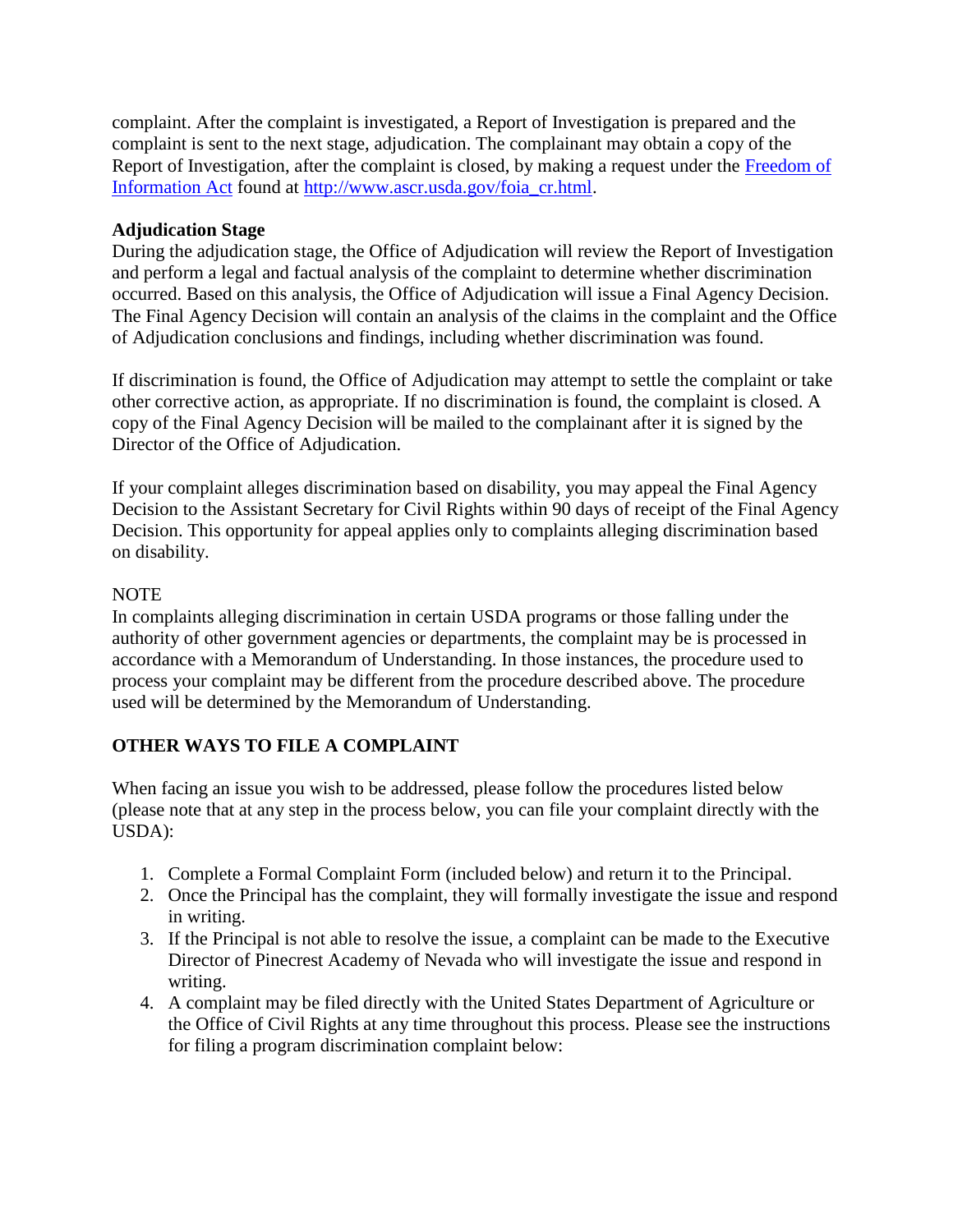complaint. After the complaint is investigated, a Report of Investigation is prepared and the complaint is sent to the next stage, adjudication. The complainant may obtain a copy of the Report of Investigation, after the complaint is closed, by making a request under the [Freedom of Information Act](http://www.ascr.usda.gov/foia_cr.html) found at [http://www.ascr.usda.gov/foia_cr.html](http://www.ascr.usda.gov/foia_cr.html).

**Adjudication Stage**

During the adjudication stage, the Office of Adjudication will review the Report of Investigation and perform a legal and factual analysis of the complaint to determine whether discrimination occurred. Based on this analysis, the Office of Adjudication will issue a Final Agency Decision. The Final Agency Decision will contain an analysis of the claims in the complaint and the Office of Adjudication conclusions and findings, including whether discrimination was found.

If discrimination is found, the Office of Adjudication may attempt to settle the complaint or take other corrective action, as appropriate. If no discrimination is found, the complaint is closed. A copy of the Final Agency Decision will be mailed to the complainant after it is signed by the Director of the Office of Adjudication.

If your complaint alleges discrimination based on disability, you may appeal the Final Agency Decision to the Assistant Secretary for Civil Rights within 90 days of receipt of the Final Agency Decision. This opportunity for appeal applies only to complaints alleging discrimination based on disability.

NOTE

In complaints alleging discrimination in certain USDA programs or those falling under the authority of other government agencies or departments, the complaint may be is processed in accordance with a Memorandum of Understanding. In those instances, the procedure used to process your complaint may be different from the procedure described above. The procedure used will be determined by the Memorandum of Understanding.

## OTHER WAYS TO FILE A COMPLAINT

When facing an issue you wish to be addressed, please follow the procedures listed below (please note that at any step in the process below, you can file your complaint directly with the USDA):

1. Complete a Formal Complaint Form (included below) and return it to the Principal.
2. Once the Principal has the complaint, they will formally investigate the issue and respond in writing.
3. If the Principal is not able to resolve the issue, a complaint can be made to the Executive Director of Pinecrest Academy of Nevada who will investigate the issue and respond in writing.
4. A complaint may be filed directly with the United States Department of Agriculture or the Office of Civil Rights at any time throughout this process. Please see the instructions for filing a program discrimination complaint below: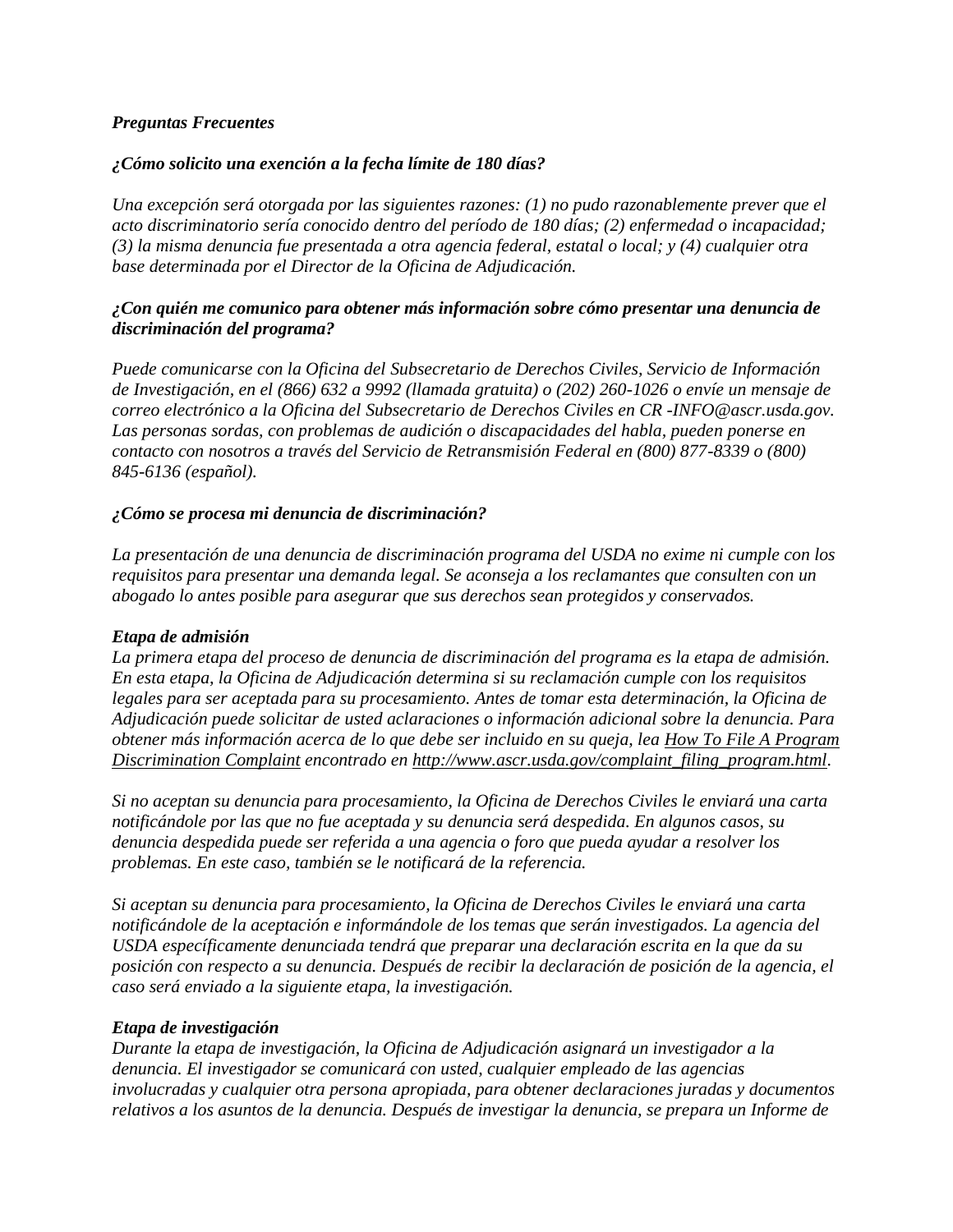***Preguntas Frecuentes***

***¿Cómo solicito una exención a la fecha límite de 180 días?***

*Una excepción será otorgada por las siguientes razones: (1) no pudo razonablemente prever que el acto discriminatorio sería conocido dentro del período de 180 días; (2) enfermedad o incapacidad; (3) la misma denuncia fue presentada a otra agencia federal, estatal o local; y (4) cualquier otra base determinada por el Director de la Oficina de Adjudicación.*

***¿Con quién me comunico para obtener más información sobre cómo presentar una denuncia de discriminación del programa?***

*Puede comunicarse con la Oficina del Subsecretario de Derechos Civiles, Servicio de Información de Investigación, en el (866) 632 a 9992 (llamada gratuita) o (202) 260-1026 o envíe un mensaje de correo electrónico a la Oficina del Subsecretario de Derechos Civiles en CR -INFO@ascr.usda.gov. Las personas sordas, con problemas de audición o discapacidades del habla, pueden ponerse en contacto con nosotros a través del Servicio de Retransmisión Federal en (800) 877-8339 o (800) 845-6136 (español).*

***¿Cómo se procesa mi denuncia de discriminación?***

*La presentación de una denuncia de discriminación programa del USDA no exime ni cumple con los requisitos para presentar una demanda legal. Se aconseja a los reclamantes que consulten con un abogado lo antes posible para asegurar que sus derechos sean protegidos y conservados.*

***Etapa de admisión***

*La primera etapa del proceso de denuncia de discriminación del programa es la etapa de admisión. En esta etapa, la Oficina de Adjudicación determina si su reclamación cumple con los requisitos legales para ser aceptada para su procesamiento. Antes de tomar esta determinación, la Oficina de Adjudicación puede solicitar de usted aclaraciones o información adicional sobre la denuncia. Para obtener más información acerca de lo que debe ser incluido en su queja, lea How To File A Program Discrimination Complaint encontrado en http://www.ascr.usda.gov/complaint_filing_program.html.*

*Si no aceptan su denuncia para procesamiento, la Oficina de Derechos Civiles le enviará una carta notificándole por las que no fue aceptada y su denuncia será despedida. En algunos casos, su denuncia despedida puede ser referida a una agencia o foro que pueda ayudar a resolver los problemas. En este caso, también se le notificará de la referencia.*

*Si aceptan su denuncia para procesamiento, la Oficina de Derechos Civiles le enviará una carta notificándole de la aceptación e informándole de los temas que serán investigados. La agencia del USDA específicamente denunciada tendrá que preparar una declaración escrita en la que da su posición con respecto a su denuncia. Después de recibir la declaración de posición de la agencia, el caso será enviado a la siguiente etapa, la investigación.*

***Etapa de investigación***

*Durante la etapa de investigación, la Oficina de Adjudicación asignará un investigador a la denuncia. El investigador se comunicará con usted, cualquier empleado de las agencias involucradas y cualquier otra persona apropiada, para obtener declaraciones juradas y documentos relativos a los asuntos de la denuncia. Después de investigar la denuncia, se prepara un Informe de*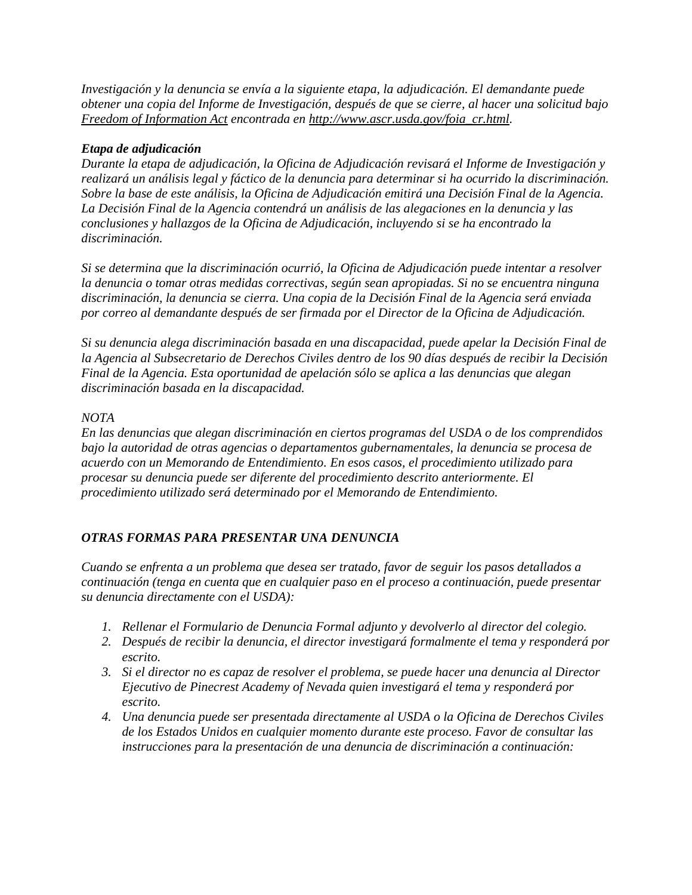*Investigación y la denuncia se envía a la siguiente etapa, la adjudicación. El demandante puede obtener una copia del Informe de Investigación, después de que se cierre, al hacer una solicitud bajo Freedom of Information Act encontrada en http://www.ascr.usda.gov/foia_cr.html.*

***Etapa de adjudicación***

*Durante la etapa de adjudicación, la Oficina de Adjudicación revisará el Informe de Investigación y realizará un análisis legal y fáctico de la denuncia para determinar si ha ocurrido la discriminación. Sobre la base de este análisis, la Oficina de Adjudicación emitirá una Decisión Final de la Agencia. La Decisión Final de la Agencia contendrá un análisis de las alegaciones en la denuncia y las conclusiones y hallazgos de la Oficina de Adjudicación, incluyendo si se ha encontrado la discriminación.*

*Si se determina que la discriminación ocurrió, la Oficina de Adjudicación puede intentar a resolver la denuncia o tomar otras medidas correctivas, según sean apropiadas. Si no se encuentra ninguna discriminación, la denuncia se cierra. Una copia de la Decisión Final de la Agencia será enviada por correo al demandante después de ser firmada por el Director de la Oficina de Adjudicación.*

*Si su denuncia alega discriminación basada en una discapacidad, puede apelar la Decisión Final de la Agencia al Subsecretario de Derechos Civiles dentro de los 90 días después de recibir la Decisión Final de la Agencia. Esta oportunidad de apelación sólo se aplica a las denuncias que alegan discriminación basada en la discapacidad.*

*NOTA*

*En las denuncias que alegan discriminación en ciertos programas del USDA o de los comprendidos bajo la autoridad de otras agencias o departamentos gubernamentales, la denuncia se procesa de acuerdo con un Memorando de Entendimiento. En esos casos, el procedimiento utilizado para procesar su denuncia puede ser diferente del procedimiento descrito anteriormente. El procedimiento utilizado será determinado por el Memorando de Entendimiento.*

***OTRAS FORMAS PARA PRESENTAR UNA DENUNCIA***

*Cuando se enfrenta a un problema que desea ser tratado, favor de seguir los pasos detallados a continuación (tenga en cuenta que en cualquier paso en el proceso a continuación, puede presentar su denuncia directamente con el USDA):*

1. *Rellenar el Formulario de Denuncia Formal adjunto y devolverlo al director del colegio.*
2. *Después de recibir la denuncia, el director investigará formalmente el tema y responderá por escrito.*
3. *Si el director no es capaz de resolver el problema, se puede hacer una denuncia al Director Ejecutivo de Pinecrest Academy of Nevada quien investigará el tema y responderá por escrito.*
4. *Una denuncia puede ser presentada directamente al USDA o la Oficina de Derechos Civiles de los Estados Unidos en cualquier momento durante este proceso. Favor de consultar las instrucciones para la presentación de una denuncia de discriminación a continuación:*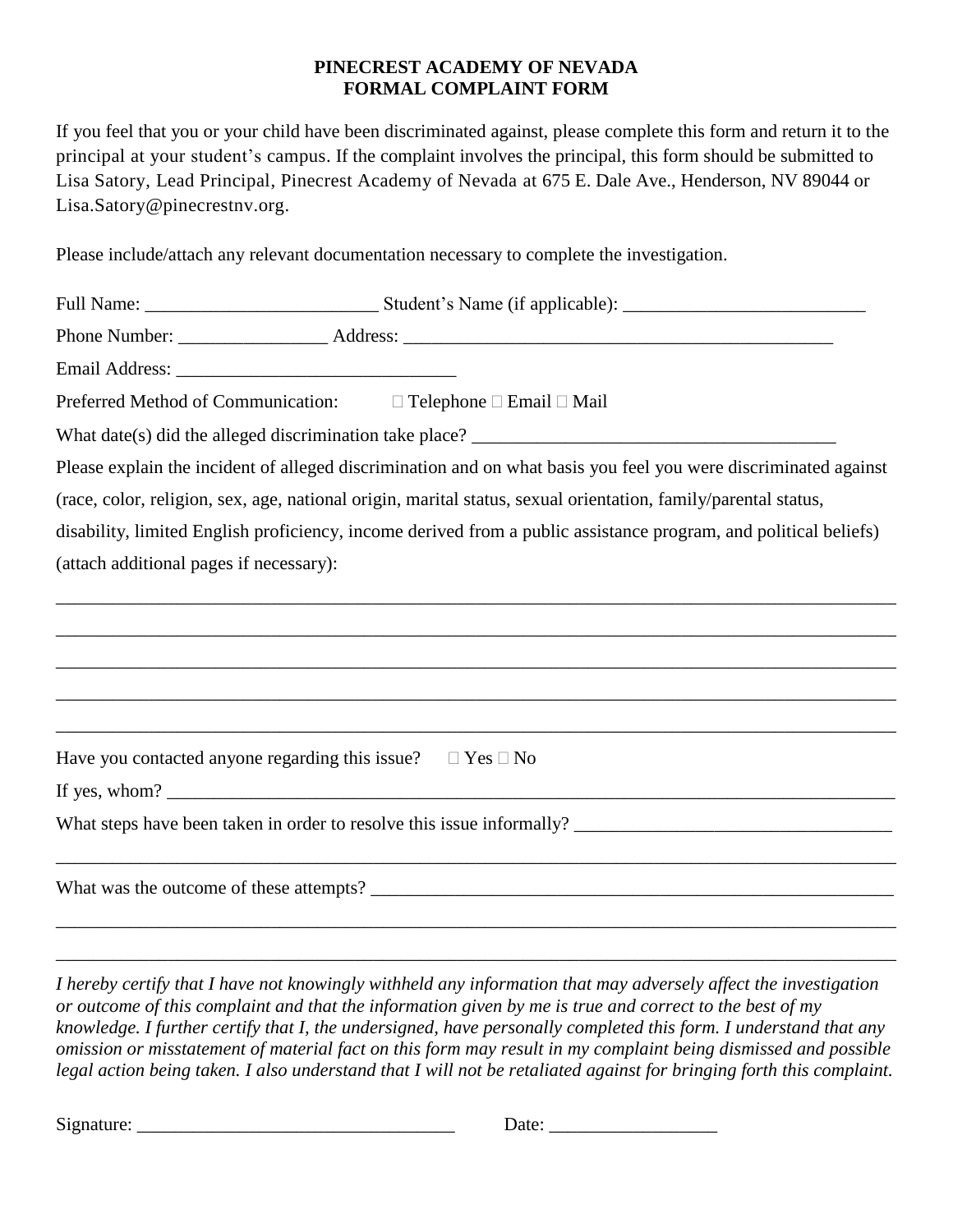# PINECREST ACADEMY OF NEVADA
## FORMAL COMPLAINT FORM

If you feel that you or your child have been discriminated against, please complete this form and return it to the principal at your student's campus. If the complaint involves the principal, this form should be submitted to Lisa Satory, Lead Principal, Pinecrest Academy of Nevada at 675 E. Dale Ave., Henderson, NV 89044 or Lisa.Satory@pinecrestnv.org.

Please include/attach any relevant documentation necessary to complete the investigation.

Full Name: _________________________ Student's Name (if applicable): __________________________

Phone Number: ________________ Address: _______________________________________________

Email Address: ______________________________

Preferred Method of Communication: ☐ Telephone ☐ Email ☐ Mail

What date(s) did the alleged discrimination take place? _______________________________________

Please explain the incident of alleged discrimination and on what basis you feel you were discriminated against (race, color, religion, sex, age, national origin, marital status, sexual orientation, family/parental status, disability, limited English proficiency, income derived from a public assistance program, and political beliefs) (attach additional pages if necessary):

_____________________________________________________________________________________________

_____________________________________________________________________________________________

_____________________________________________________________________________________________

_____________________________________________________________________________________________

_____________________________________________________________________________________________

Have you contacted anyone regarding this issue? ☐ Yes ☐ No

If yes, whom? _________________________________________________________________________________

What steps have been taken in order to resolve this issue informally? __________________________________

_____________________________________________________________________________________________

What was the outcome of these attempts? _____________________________________________________

_____________________________________________________________________________________________

_____________________________________________________________________________________________

*I hereby certify that I have not knowingly withheld any information that may adversely affect the investigation or outcome of this complaint and that the information given by me is true and correct to the best of my knowledge. I further certify that I, the undersigned, have personally completed this form. I understand that any omission or misstatement of material fact on this form may result in my complaint being dismissed and possible legal action being taken. I also understand that I will not be retaliated against for bringing forth this complaint.*

Signature: _________________________________ Date: __________________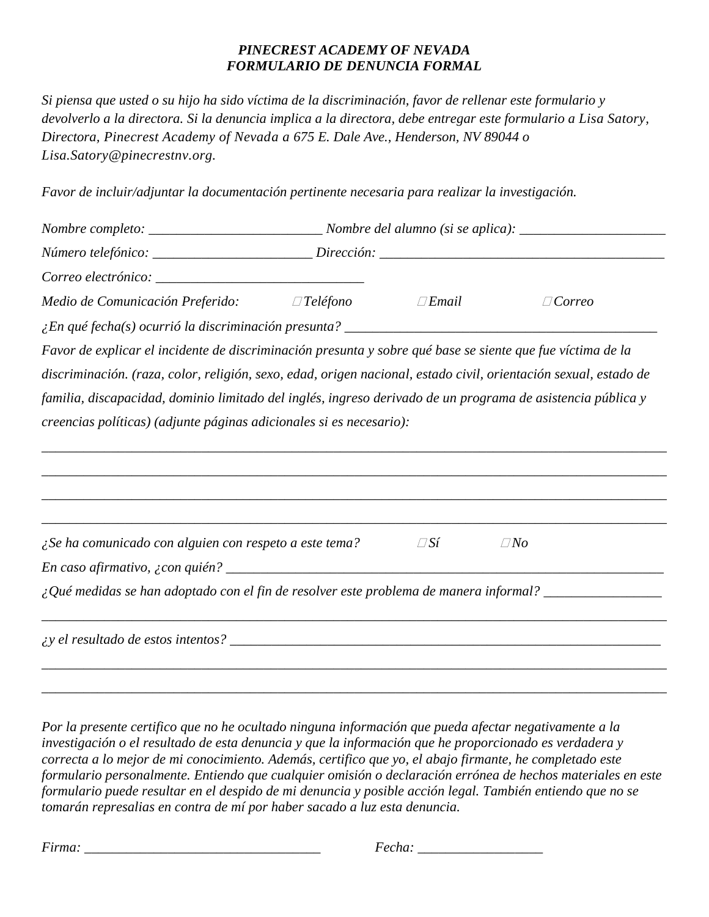*PINECREST ACADEMY OF NEVADA*
*FORMULARIO DE DENUNCIA FORMAL*

*Si piensa que usted o su hijo ha sido víctima de la discriminación, favor de rellenar este formulario y devolverlo a la directora. Si la denuncia implica a la directora, debe entregar este formulario a Lisa Satory, Directora, Pinecrest Academy of Nevada a 675 E. Dale Ave., Henderson, NV 89044 o Lisa.Satory@pinecrestnv.org.*

*Favor de incluir/adjuntar la documentación pertinente necesaria para realizar la investigación.*

*Nombre completo:* _________________________ *Nombre del alumno (si se aplica):* _____________________

*Número telefónico:* _______________________ *Dirección:* __________________________________________

*Correo electrónico:* ______________________________

*Medio de Comunicación Preferido:* ☐ *Teléfono* ☐ *Email* ☐ *Correo*

*¿En qué fecha(s) ocurrió la discriminación presunta?* ______________________________________________

*Favor de explicar el incidente de discriminación presunta y sobre qué base se siente que fue víctima de la discriminación. (raza, color, religión, sexo, edad, origen nacional, estado civil, orientación sexual, estado de familia, discapacidad, dominio limitado del inglés, ingreso derivado de un programa de asistencia pública y creencias políticas) (adjunte páginas adicionales si es necesario):*

______________________________________________________________________________________________

______________________________________________________________________________________________

______________________________________________________________________________________________

______________________________________________________________________________________________

*¿Se ha comunicado con alguien con respeto a este tema?* ☐ *Sí* ☐ *No*

*En caso afirmativo, ¿con quién?* ____________________________________________________________

*¿Qué medidas se han adoptado con el fin de resolver este problema de manera informal?* _________________

______________________________________________________________________________________________

*¿y el resultado de estos intentos?* _________________________________________________________

______________________________________________________________________________________________

______________________________________________________________________________________________

*Por la presente certifico que no he ocultado ninguna información que pueda afectar negativamente a la investigación o el resultado de esta denuncia y que la información que he proporcionado es verdadera y correcta a lo mejor de mi conocimiento. Además, certifico que yo, el abajo firmante, he completado este formulario personalmente. Entiendo que cualquier omisión o declaración errónea de hechos materiales en este formulario puede resultar en el despido de mi denuncia y posible acción legal. También entiendo que no se tomarán represalias en contra de mí por haber sacado a luz esta denuncia.*

*Firma:* __________________________________ *Fecha:* __________________